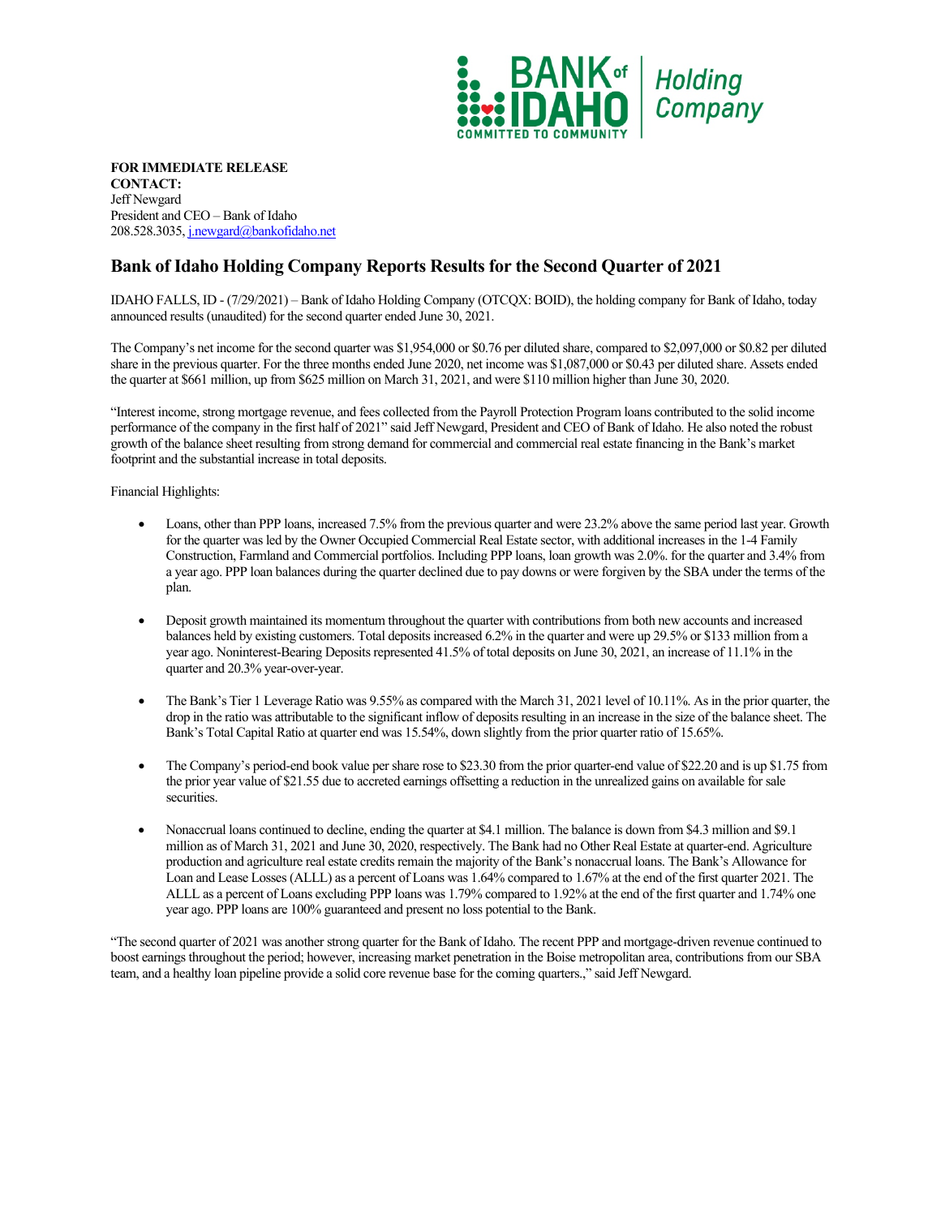BANK of IDAHO | Holding Company

COMMITTED TO COMMUNITY

**FOR IMMEDIATE RELEASE**
**CONTACT:**
Jeff Newgard
President and CEO – Bank of Idaho
208.528.3035, j.newgard@bankofidaho.net

# Bank of Idaho Holding Company Reports Results for the Second Quarter of 2021

IDAHO FALLS, ID - (7/29/2021) – Bank of Idaho Holding Company (OTCQX: BOID), the holding company for Bank of Idaho, today announced results (unaudited) for the second quarter ended June 30, 2021.

The Company's net income for the second quarter was $1,954,000 or $0.76 per diluted share, compared to $2,097,000 or $0.82 per diluted share in the previous quarter. For the three months ended June 2020, net income was $1,087,000 or $0.43 per diluted share. Assets ended the quarter at $661 million, up from $625 million on March 31, 2021, and were $110 million higher than June 30, 2020.

"Interest income, strong mortgage revenue, and fees collected from the Payroll Protection Program loans contributed to the solid income performance of the company in the first half of 2021" said Jeff Newgard, President and CEO of Bank of Idaho. He also noted the robust growth of the balance sheet resulting from strong demand for commercial and commercial real estate financing in the Bank's market footprint and the substantial increase in total deposits.

Financial Highlights:

- Loans, other than PPP loans, increased 7.5% from the previous quarter and were 23.2% above the same period last year. Growth for the quarter was led by the Owner Occupied Commercial Real Estate sector, with additional increases in the 1-4 Family Construction, Farmland and Commercial portfolios. Including PPP loans, loan growth was 2.0%. for the quarter and 3.4% from a year ago. PPP loan balances during the quarter declined due to pay downs or were forgiven by the SBA under the terms of the plan.

- Deposit growth maintained its momentum throughout the quarter with contributions from both new accounts and increased balances held by existing customers. Total deposits increased 6.2% in the quarter and were up 29.5% or $133 million from a year ago. Noninterest-Bearing Deposits represented 41.5% of total deposits on June 30, 2021, an increase of 11.1% in the quarter and 20.3% year-over-year.

- The Bank's Tier 1 Leverage Ratio was 9.55% as compared with the March 31, 2021 level of 10.11%. As in the prior quarter, the drop in the ratio was attributable to the significant inflow of deposits resulting in an increase in the size of the balance sheet. The Bank's Total Capital Ratio at quarter end was 15.54%, down slightly from the prior quarter ratio of 15.65%.

- The Company's period-end book value per share rose to $23.30 from the prior quarter-end value of $22.20 and is up $1.75 from the prior year value of $21.55 due to accreted earnings offsetting a reduction in the unrealized gains on available for sale securities.

- Nonaccrual loans continued to decline, ending the quarter at $4.1 million. The balance is down from $4.3 million and $9.1 million as of March 31, 2021 and June 30, 2020, respectively. The Bank had no Other Real Estate at quarter-end. Agriculture production and agriculture real estate credits remain the majority of the Bank's nonaccrual loans. The Bank's Allowance for Loan and Lease Losses (ALLL) as a percent of Loans was 1.64% compared to 1.67% at the end of the first quarter 2021. The ALLL as a percent of Loans excluding PPP loans was 1.79% compared to 1.92% at the end of the first quarter and 1.74% one year ago. PPP loans are 100% guaranteed and present no loss potential to the Bank.

"The second quarter of 2021 was another strong quarter for the Bank of Idaho. The recent PPP and mortgage-driven revenue continued to boost earnings throughout the period; however, increasing market penetration in the Boise metropolitan area, contributions from our SBA team, and a healthy loan pipeline provide a solid core revenue base for the coming quarters.," said Jeff Newgard.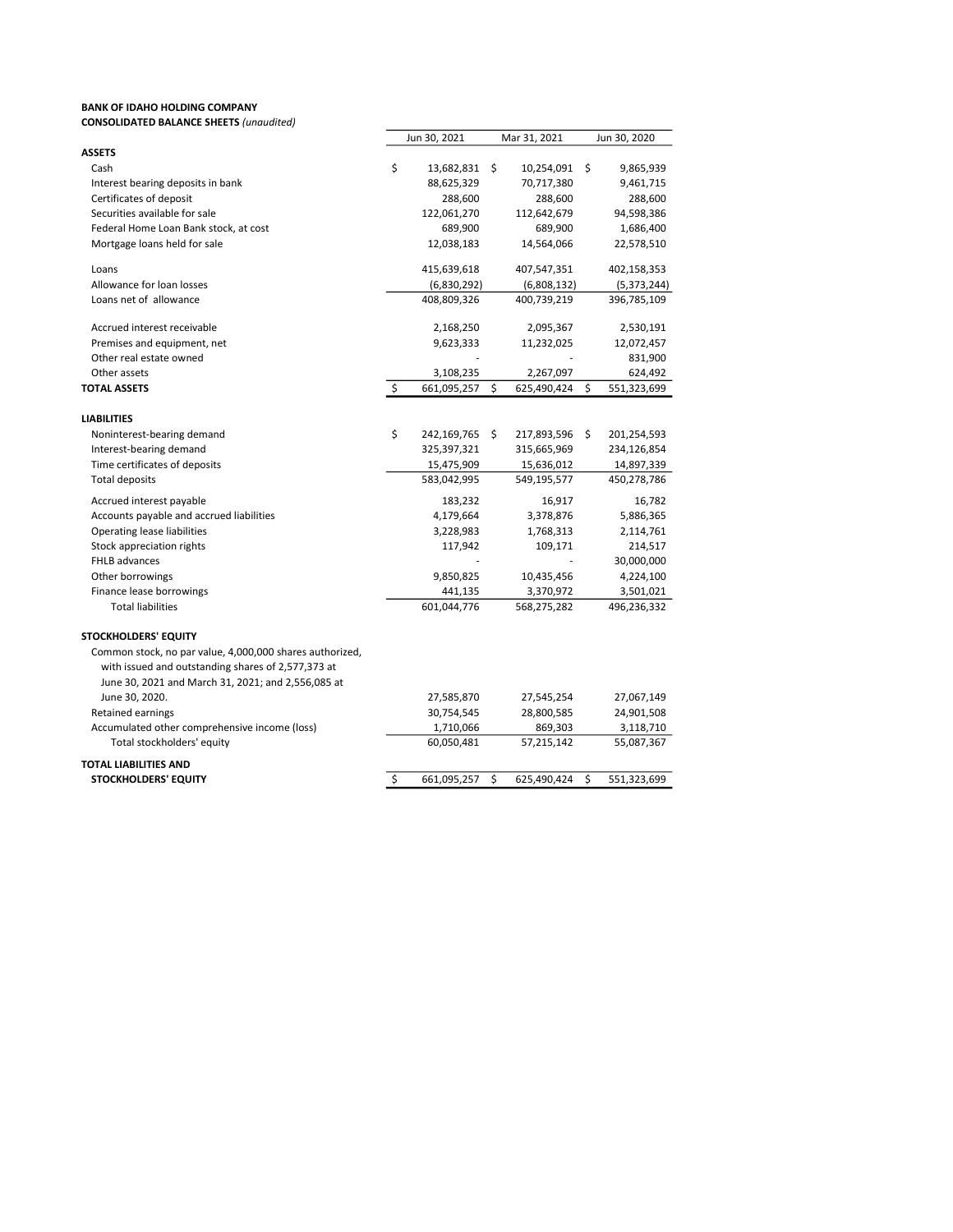**BANK OF IDAHO HOLDING COMPANY**
**CONSOLIDATED BALANCE SHEETS** *(unaudited)*

| | Jun 30, 2021 | Mar 31, 2021 | Jun 30, 2020 |
|---|---|---|---|
| **ASSETS** | | | |
| Cash | $ 13,682,831 | $ 10,254,091 | $ 9,865,939 |
| Interest bearing deposits in bank | 88,625,329 | 70,717,380 | 9,461,715 |
| Certificates of deposit | 288,600 | 288,600 | 288,600 |
| Securities available for sale | 122,061,270 | 112,642,679 | 94,598,386 |
| Federal Home Loan Bank stock, at cost | 689,900 | 689,900 | 1,686,400 |
| Mortgage loans held for sale | 12,038,183 | 14,564,066 | 22,578,510 |
| Loans | 415,639,618 | 407,547,351 | 402,158,353 |
| Allowance for loan losses | (6,830,292) | (6,808,132) | (5,373,244) |
| Loans net of allowance | 408,809,326 | 400,739,219 | 396,785,109 |
| Accrued interest receivable | 2,168,250 | 2,095,367 | 2,530,191 |
| Premises and equipment, net | 9,623,333 | 11,232,025 | 12,072,457 |
| Other real estate owned | - | - | 831,900 |
| Other assets | 3,108,235 | 2,267,097 | 624,492 |
| **TOTAL ASSETS** | $ 661,095,257 | $ 625,490,424 | $ 551,323,699 |
| **LIABILITIES** | | | |
| Noninterest-bearing demand | $ 242,169,765 | $ 217,893,596 | $ 201,254,593 |
| Interest-bearing demand | 325,397,321 | 315,665,969 | 234,126,854 |
| Time certificates of deposits | 15,475,909 | 15,636,012 | 14,897,339 |
| Total deposits | 583,042,995 | 549,195,577 | 450,278,786 |
| Accrued interest payable | 183,232 | 16,917 | 16,782 |
| Accounts payable and accrued liabilities | 4,179,664 | 3,378,876 | 5,886,365 |
| Operating lease liabilities | 3,228,983 | 1,768,313 | 2,114,761 |
| Stock appreciation rights | 117,942 | 109,171 | 214,517 |
| FHLB advances | - | - | 30,000,000 |
| Other borrowings | 9,850,825 | 10,435,456 | 4,224,100 |
| Finance lease borrowings | 441,135 | 3,370,972 | 3,501,021 |
| Total liabilities | 601,044,776 | 568,275,282 | 496,236,332 |
| **STOCKHOLDERS' EQUITY** | | | |
| Common stock, no par value, 4,000,000 shares authorized, with issued and outstanding shares of 2,577,373 at June 30, 2021 and March 31, 2021; and 2,556,085 at June 30, 2020. | 27,585,870 | 27,545,254 | 27,067,149 |
| Retained earnings | 30,754,545 | 28,800,585 | 24,901,508 |
| Accumulated other comprehensive income (loss) | 1,710,066 | 869,303 | 3,118,710 |
| Total stockholders' equity | 60,050,481 | 57,215,142 | 55,087,367 |
| **TOTAL LIABILITIES AND STOCKHOLDERS' EQUITY** | $ 661,095,257 | $ 625,490,424 | $ 551,323,699 |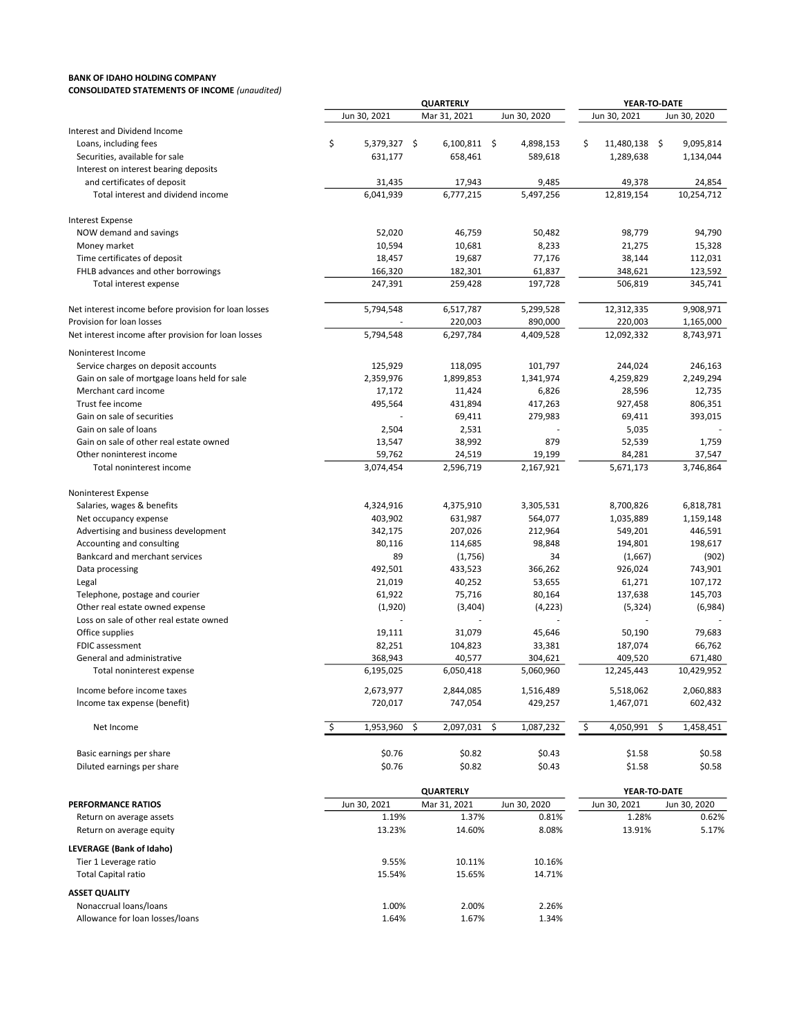**BANK OF IDAHO HOLDING COMPANY**
**CONSOLIDATED STATEMENTS OF INCOME** *(unaudited)*

| | QUARTERLY | | | YEAR-TO-DATE | |
|---|---|---|---|---|---|
| | Jun 30, 2021 | Mar 31, 2021 | Jun 30, 2020 | Jun 30, 2021 | Jun 30, 2020 |
| Interest and Dividend Income | | | | | |
| Loans, including fees | $ 5,379,327 | $ 6,100,811 | $ 4,898,153 | $ 11,480,138 | $ 9,095,814 |
| Securities, available for sale | 631,177 | 658,461 | 589,618 | 1,289,638 | 1,134,044 |
| Interest on interest bearing deposits and certificates of deposit | 31,435 | 17,943 | 9,485 | 49,378 | 24,854 |
| Total interest and dividend income | 6,041,939 | 6,777,215 | 5,497,256 | 12,819,154 | 10,254,712 |
| Interest Expense | | | | | |
| NOW demand and savings | 52,020 | 46,759 | 50,482 | 98,779 | 94,790 |
| Money market | 10,594 | 10,681 | 8,233 | 21,275 | 15,328 |
| Time certificates of deposit | 18,457 | 19,687 | 77,176 | 38,144 | 112,031 |
| FHLB advances and other borrowings | 166,320 | 182,301 | 61,837 | 348,621 | 123,592 |
| Total interest expense | 247,391 | 259,428 | 197,728 | 506,819 | 345,741 |
| Net interest income before provision for loan losses | 5,794,548 | 6,517,787 | 5,299,528 | 12,312,335 | 9,908,971 |
| Provision for loan losses | - | 220,003 | 890,000 | 220,003 | 1,165,000 |
| Net interest income after provision for loan losses | 5,794,548 | 6,297,784 | 4,409,528 | 12,092,332 | 8,743,971 |
| Noninterest Income | | | | | |
| Service charges on deposit accounts | 125,929 | 118,095 | 101,797 | 244,024 | 246,163 |
| Gain on sale of mortgage loans held for sale | 2,359,976 | 1,899,853 | 1,341,974 | 4,259,829 | 2,249,294 |
| Merchant card income | 17,172 | 11,424 | 6,826 | 28,596 | 12,735 |
| Trust fee income | 495,564 | 431,894 | 417,263 | 927,458 | 806,351 |
| Gain on sale of securities | - | 69,411 | 279,983 | 69,411 | 393,015 |
| Gain on sale of loans | 2,504 | 2,531 | - | 5,035 | - |
| Gain on sale of other real estate owned | 13,547 | 38,992 | 879 | 52,539 | 1,759 |
| Other noninterest income | 59,762 | 24,519 | 19,199 | 84,281 | 37,547 |
| Total noninterest income | 3,074,454 | 2,596,719 | 2,167,921 | 5,671,173 | 3,746,864 |
| Noninterest Expense | | | | | |
| Salaries, wages & benefits | 4,324,916 | 4,375,910 | 3,305,531 | 8,700,826 | 6,818,781 |
| Net occupancy expense | 403,902 | 631,987 | 564,077 | 1,035,889 | 1,159,148 |
| Advertising and business development | 342,175 | 207,026 | 212,964 | 549,201 | 446,591 |
| Accounting and consulting | 80,116 | 114,685 | 98,848 | 194,801 | 198,617 |
| Bankcard and merchant services | 89 | (1,756) | 34 | (1,667) | (902) |
| Data processing | 492,501 | 433,523 | 366,262 | 926,024 | 743,901 |
| Legal | 21,019 | 40,252 | 53,655 | 61,271 | 107,172 |
| Telephone, postage and courier | 61,922 | 75,716 | 80,164 | 137,638 | 145,703 |
| Other real estate owned expense | (1,920) | (3,404) | (4,223) | (5,324) | (6,984) |
| Loss on sale of other real estate owned | - | - | - | - | - |
| Office supplies | 19,111 | 31,079 | 45,646 | 50,190 | 79,683 |
| FDIC assessment | 82,251 | 104,823 | 33,381 | 187,074 | 66,762 |
| General and administrative | 368,943 | 40,577 | 304,621 | 409,520 | 671,480 |
| Total noninterest expense | 6,195,025 | 6,050,418 | 5,060,960 | 12,245,443 | 10,429,952 |
| Income before income taxes | 2,673,977 | 2,844,085 | 1,516,489 | 5,518,062 | 2,060,883 |
| Income tax expense (benefit) | 720,017 | 747,054 | 429,257 | 1,467,071 | 602,432 |
| Net Income | $ 1,953,960 | $ 2,097,031 | $ 1,087,232 | $ 4,050,991 | $ 1,458,451 |
| Basic earnings per share | $0.76 | $0.82 | $0.43 | $1.58 | $0.58 |
| Diluted earnings per share | $0.76 | $0.82 | $0.43 | $1.58 | $0.58 |

| | QUARTERLY | | | YEAR-TO-DATE | |
|---|---|---|---|---|---|
| **PERFORMANCE RATIOS** | Jun 30, 2021 | Mar 31, 2021 | Jun 30, 2020 | Jun 30, 2021 | Jun 30, 2020 |
| Return on average assets | 1.19% | 1.37% | 0.81% | 1.28% | 0.62% |
| Return on average equity | 13.23% | 14.60% | 8.08% | 13.91% | 5.17% |
| **LEVERAGE (Bank of Idaho)** | | | | | |
| Tier 1 Leverage ratio | 9.55% | 10.11% | 10.16% | | |
| Total Capital ratio | 15.54% | 15.65% | 14.71% | | |
| **ASSET QUALITY** | | | | | |
| Nonaccrual loans/loans | 1.00% | 2.00% | 2.26% | | |
| Allowance for loan losses/loans | 1.64% | 1.67% | 1.34% | | |